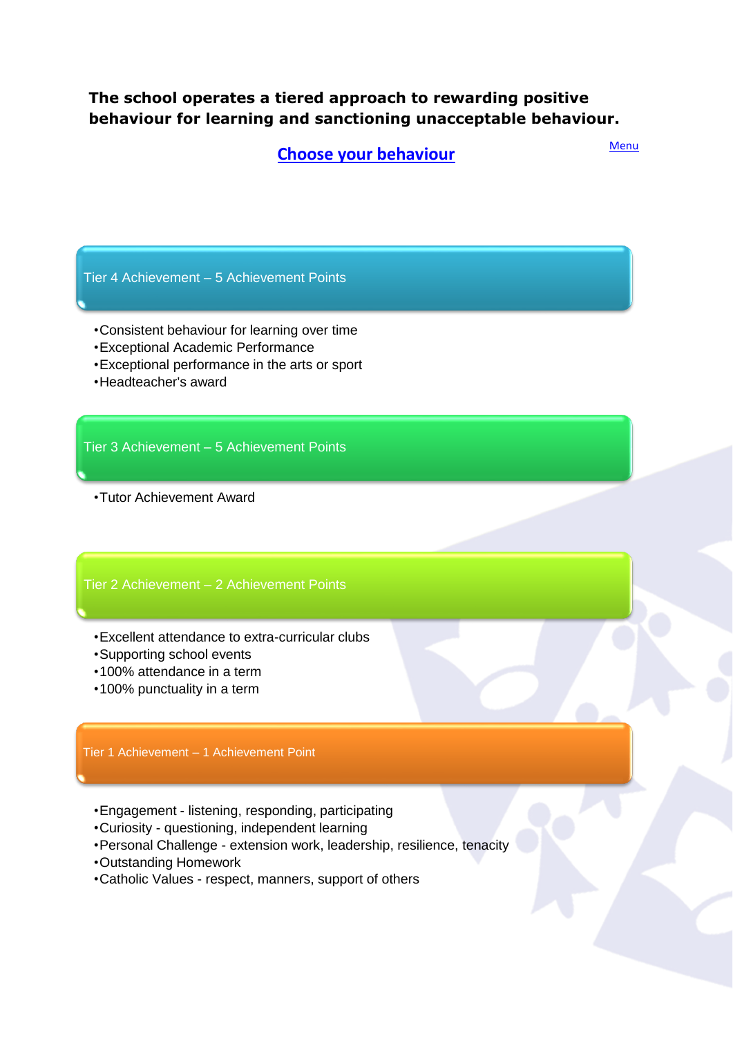**The school operates a tiered approach to rewarding positive behaviour for learning and sanctioning unacceptable behaviour.**

Menu

## Choose your behaviour

### Tier 4 Achievement – 5 Achievement Points

- Consistent behaviour for learning over time
- Exceptional Academic Performance
- Exceptional performance in the arts or sport
- Headteacher's award

### Tier 3 Achievement – 5 Achievement Points

- Tutor Achievement Award

### Tier 2 Achievement – 2 Achievement Points

- Excellent attendance to extra-curricular clubs
- Supporting school events
- 100% attendance in a term
- 100% punctuality in a term

### Tier 1 Achievement – 1 Achievement Point

- Engagement - listening, responding, participating
- Curiosity - questioning, independent learning
- Personal Challenge - extension work, leadership, resilience, tenacity
- Outstanding Homework
- Catholic Values - respect, manners, support of others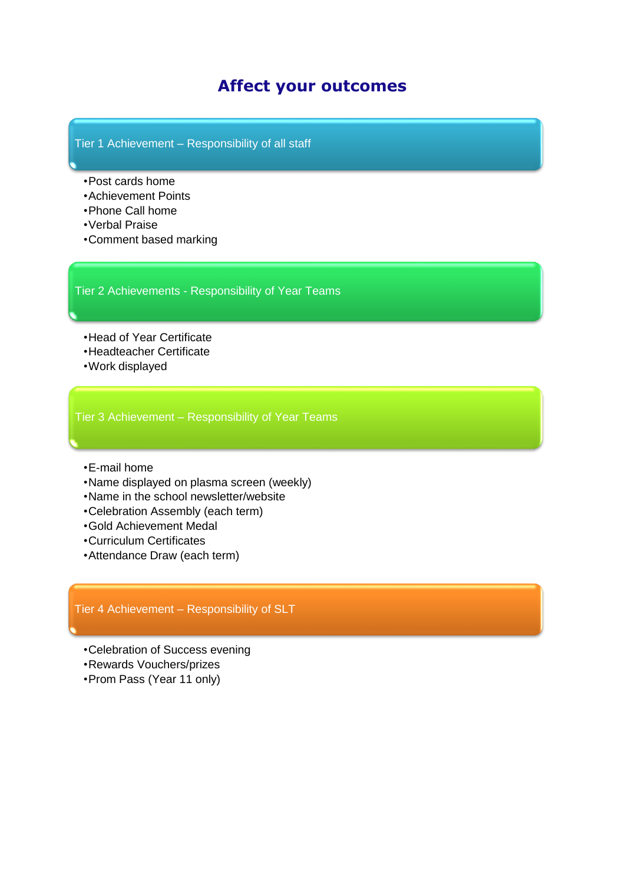# Affect your outcomes

## Tier 1 Achievement – Responsibility of all staff

- Post cards home
- Achievement Points
- Phone Call home
- Verbal Praise
- Comment based marking

## Tier 2 Achievements - Responsibility of Year Teams

- Head of Year Certificate
- Headteacher Certificate
- Work displayed

## Tier 3 Achievement – Responsibility of Year Teams

- E-mail home
- Name displayed on plasma screen (weekly)
- Name in the school newsletter/website
- Celebration Assembly (each term)
- Gold Achievement Medal
- Curriculum Certificates
- Attendance Draw (each term)

## Tier 4 Achievement – Responsibility of SLT

- Celebration of Success evening
- Rewards Vouchers/prizes
- Prom Pass (Year 11 only)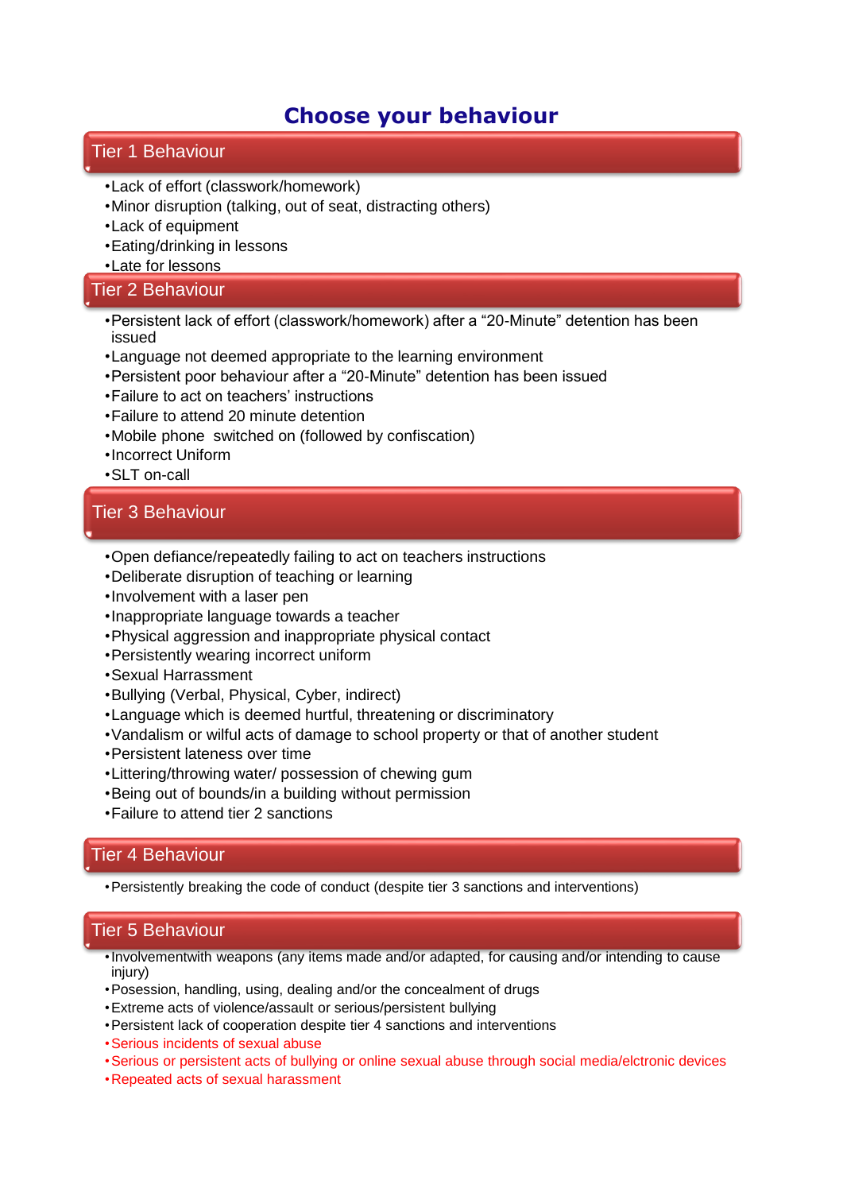# Choose your behaviour

## Tier 1 Behaviour

- Lack of effort (classwork/homework)
- Minor disruption (talking, out of seat, distracting others)
- Lack of equipment
- Eating/drinking in lessons
- Late for lessons

## Tier 2 Behaviour

- Persistent lack of effort (classwork/homework) after a "20-Minute" detention has been issued
- Language not deemed appropriate to the learning environment
- Persistent poor behaviour after a "20-Minute" detention has been issued
- Failure to act on teachers' instructions
- Failure to attend 20 minute detention
- Mobile phone switched on (followed by confiscation)
- Incorrect Uniform
- SLT on-call

## Tier 3 Behaviour

- Open defiance/repeatedly failing to act on teachers instructions
- Deliberate disruption of teaching or learning
- Involvement with a laser pen
- Inappropriate language towards a teacher
- Physical aggression and inappropriate physical contact
- Persistently wearing incorrect uniform
- Sexual Harrassment
- Bullying (Verbal, Physical, Cyber, indirect)
- Language which is deemed hurtful, threatening or discriminatory
- Vandalism or wilful acts of damage to school property or that of another student
- Persistent lateness over time
- Littering/throwing water/ possession of chewing gum
- Being out of bounds/in a building without permission
- Failure to attend tier 2 sanctions

## Tier 4 Behaviour

- Persistently breaking the code of conduct (despite tier 3 sanctions and interventions)

## Tier 5 Behaviour

- Involvementwith weapons (any items made and/or adapted, for causing and/or intending to cause injury)
- Posession, handling, using, dealing and/or the concealment of drugs
- Extreme acts of violence/assault or serious/persistent bullying
- Persistent lack of cooperation despite tier 4 sanctions and interventions
- Serious incidents of sexual abuse
- Serious or persistent acts of bullying or online sexual abuse through social media/elctronic devices
- Repeated acts of sexual harassment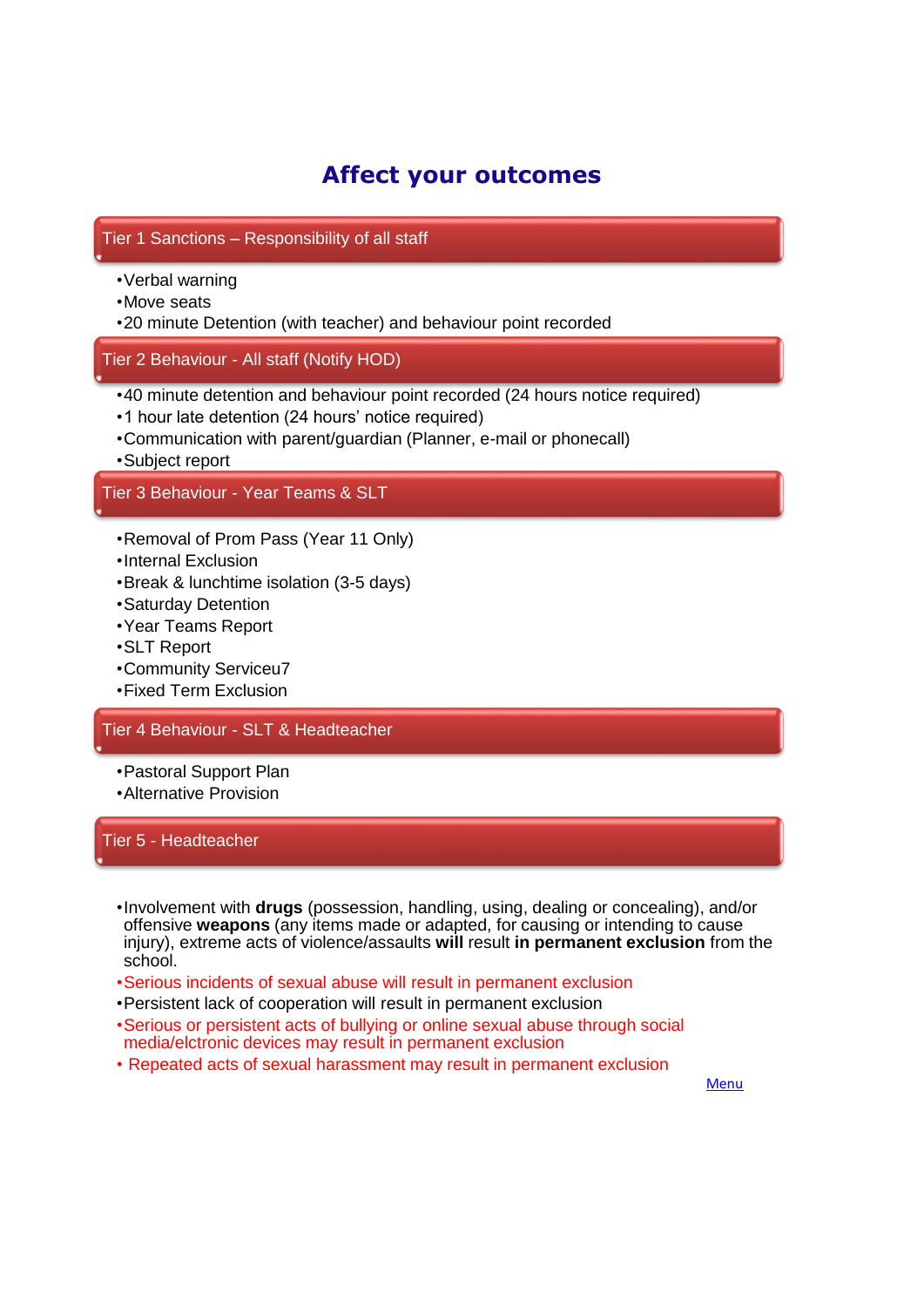# Affect your outcomes

## Tier 1 Sanctions – Responsibility of all staff

- Verbal warning
- Move seats
- 20 minute Detention (with teacher) and behaviour point recorded

## Tier 2 Behaviour - All staff (Notify HOD)

- 40 minute detention and behaviour point recorded (24 hours notice required)
- 1 hour late detention (24 hours' notice required)
- Communication with parent/guardian (Planner, e-mail or phonecall)
- Subject report

## Tier 3 Behaviour - Year Teams & SLT

- Removal of Prom Pass (Year 11 Only)
- Internal Exclusion
- Break & lunchtime isolation (3-5 days)
- Saturday Detention
- Year Teams Report
- SLT Report
- Community Serviceu7
- Fixed Term Exclusion

## Tier 4 Behaviour - SLT & Headteacher

- Pastoral Support Plan
- Alternative Provision

## Tier 5 - Headteacher

- Involvement with **drugs** (possession, handling, using, dealing or concealing), and/or offensive **weapons** (any items made or adapted, for causing or intending to cause injury), extreme acts of violence/assaults **will** result **in permanent exclusion** from the school.
- Serious incidents of sexual abuse will result in permanent exclusion
- Persistent lack of cooperation will result in permanent exclusion
- Serious or persistent acts of bullying or online sexual abuse through social media/elctronic devices may result in permanent exclusion
- Repeated acts of sexual harassment may result in permanent exclusion

Menu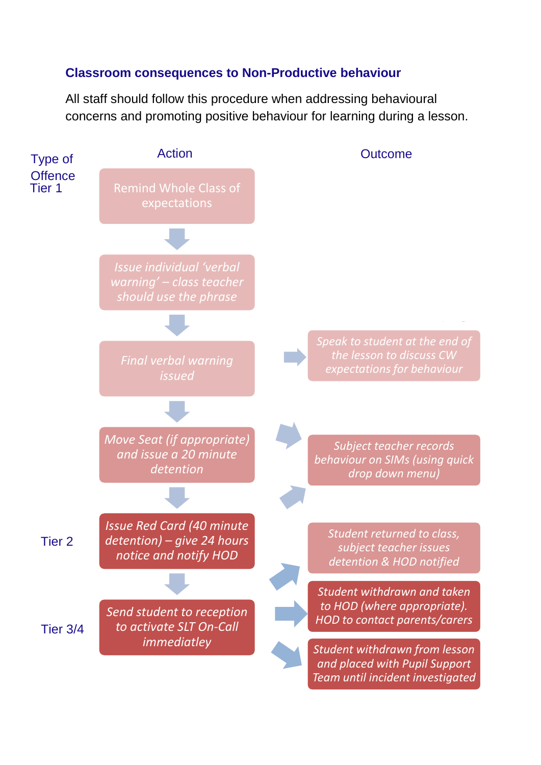## Classroom consequences to Non-Productive behaviour

All staff should follow this procedure when addressing behavioural concerns and promoting positive behaviour for learning during a lesson.

| Type of Offence | Action | Outcome |
|---|---|---|
| Tier 1 | Remind Whole Class of expectations | |
| | *Issue individual 'verbal warning' – class teacher should use the phrase* | |
| | *Final verbal warning issued* | *Speak to student at the end of the lesson to discuss CW expectations for behaviour* |
| | *Move Seat (if appropriate) and issue a 20 minute detention* | *Subject teacher records behaviour on SIMs (using quick drop down menu)* |
| Tier 2 | *Issue Red Card (40 minute detention) – give 24 hours notice and notify HOD* | *Student returned to class, subject teacher issues detention & HOD notified* |
| Tier 3/4 | *Send student to reception to activate SLT On-Call immediatley* | *Student withdrawn and taken to HOD (where appropriate). HOD to contact parents/carers* |
| | | *Student withdrawn from lesson and placed with Pupil Support Team until incident investigated* |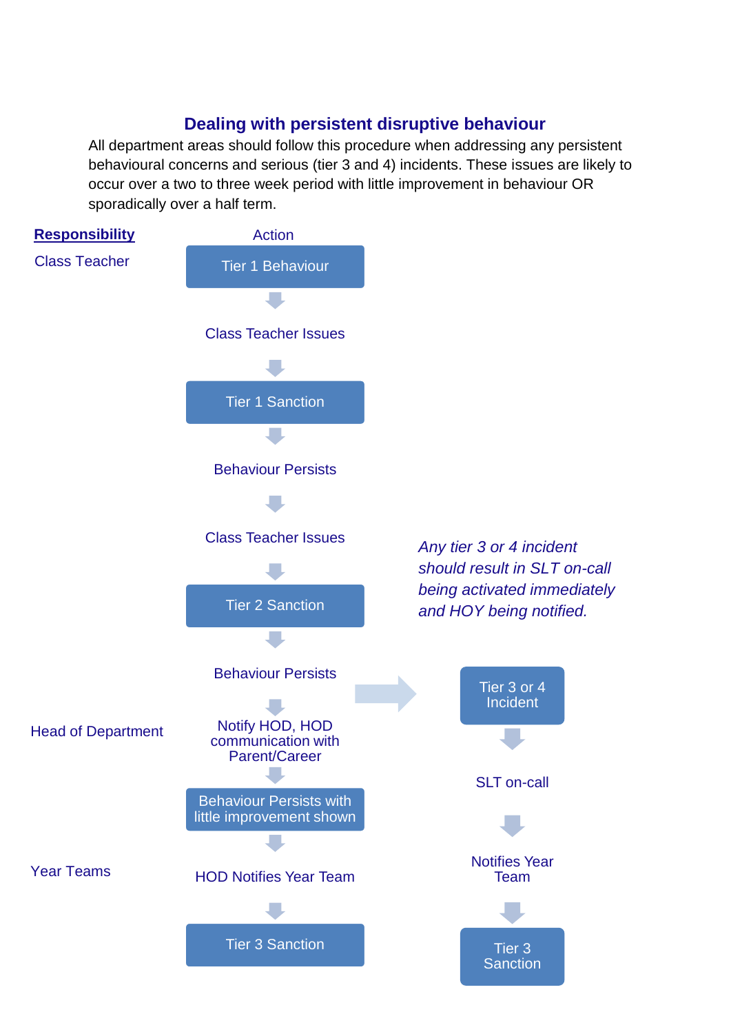## Dealing with persistent disruptive behaviour

All department areas should follow this procedure when addressing any persistent behavioural concerns and serious (tier 3 and 4) incidents. These issues are likely to occur over a two to three week period with little improvement in behaviour OR sporadically over a half term.

**Responsibility**

Action

Class Teacher

Tier 1 Behaviour

Class Teacher Issues

Tier 1 Sanction

Behaviour Persists

Class Teacher Issues

Tier 2 Sanction

Behaviour Persists

Head of Department

Notify HOD, HOD communication with Parent/Career

Behaviour Persists with little improvement shown

Year Teams

HOD Notifies Year Team

Tier 3 Sanction

*Any tier 3 or 4 incident should result in SLT on-call being activated immediately and HOY being notified.*

Tier 3 or 4 Incident

SLT on-call

Notifies Year Team

Tier 3 Sanction